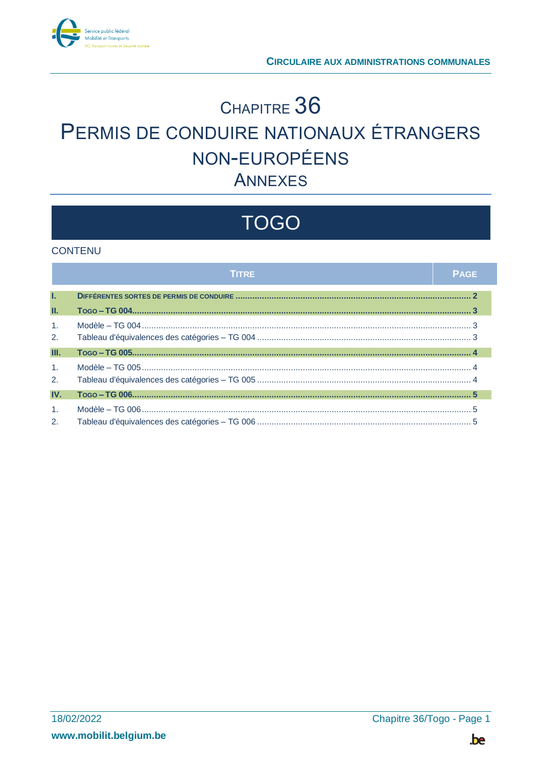Circulaire aux administrations communales

# Chapitre 36
# Permis de conduire nationaux étrangers non-européens
## Annexes

# TOGO

## CONTENU

| | Titre | Page |
|---|---|---|
| **I.** | **Différentes sortes de permis de conduire** | **2** |
| **II.** | **Togo – TG 004** | **3** |
| 1. | Modèle – TG 004 | 3 |
| 2. | Tableau d'équivalences des catégories – TG 004 | 3 |
| **III.** | **Togo – TG 005** | **4** |
| 1. | Modèle – TG 005 | 4 |
| 2. | Tableau d'équivalences des catégories – TG 005 | 4 |
| **IV.** | **Togo – TG 006** | **5** |
| 1. | Modèle – TG 006 | 5 |
| 2. | Tableau d'équivalences des catégories – TG 006 | 5 |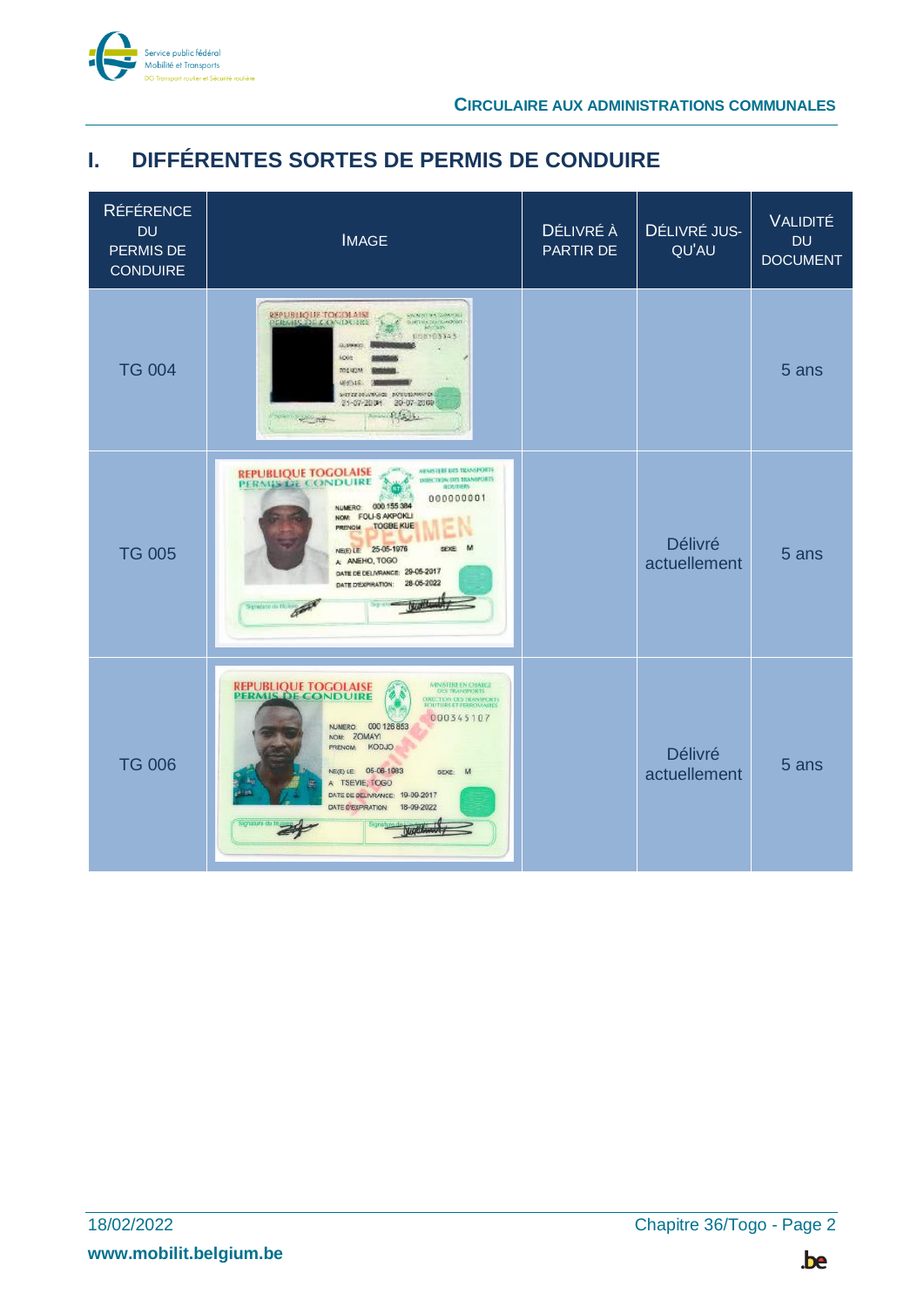# I. DIFFÉRENTES SORTES DE PERMIS DE CONDUIRE

| RÉFÉRENCE DU PERMIS DE CONDUIRE | IMAGE | DÉLIVRÉ À PARTIR DE | DÉLIVRÉ JUSQU'AU | VALIDITÉ DU DOCUMENT |
|---|---|---|---|---|
| TG 004 | | | | 5 ans |
| TG 005 | | | Délivré actuellement | 5 ans |
| TG 006 | | | Délivré actuellement | 5 ans |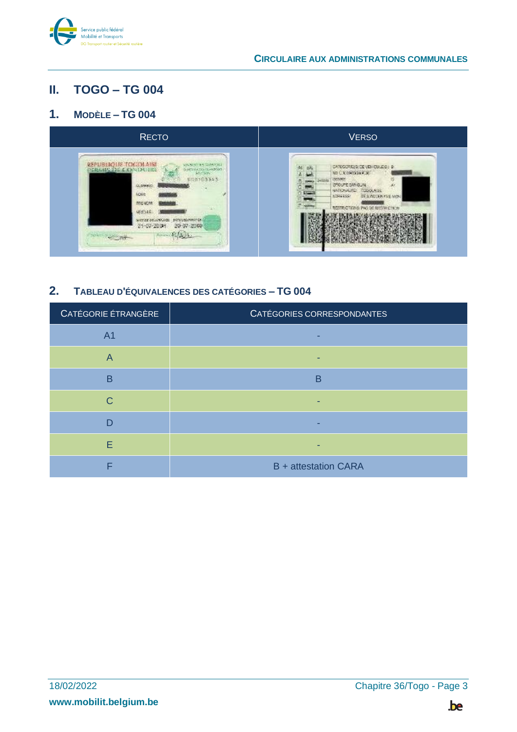## II. TOGO – TG 004

### 1. Modèle – TG 004

| Recto | Verso |
|---|---|
| | |

### 2. Tableau d'équivalences des catégories – TG 004

| Catégorie étrangère | Catégories correspondantes |
|---|---|
| A1 | - |
| A | - |
| B | B |
| C | - |
| D | - |
| E | - |
| F | B + attestation CARA |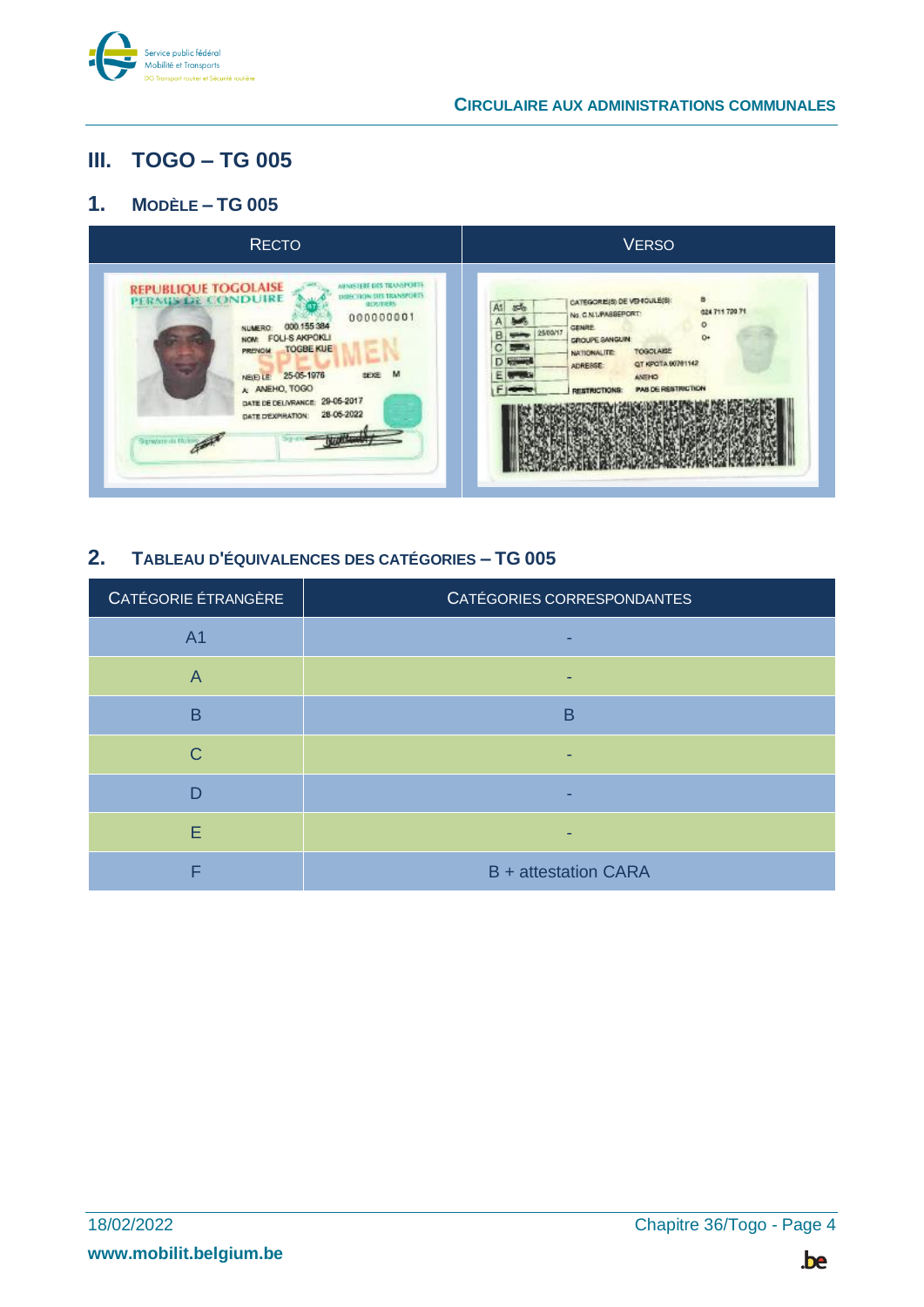## III. TOGO – TG 005

### 1. Modèle – TG 005

| Recto | Verso |
|---|---|
| | |

### 2. Tableau d'équivalences des catégories – TG 005

| Catégorie étrangère | Catégories correspondantes |
|---|---|
| A1 | - |
| A | - |
| B | B |
| C | - |
| D | - |
| E | - |
| F | B + attestation CARA |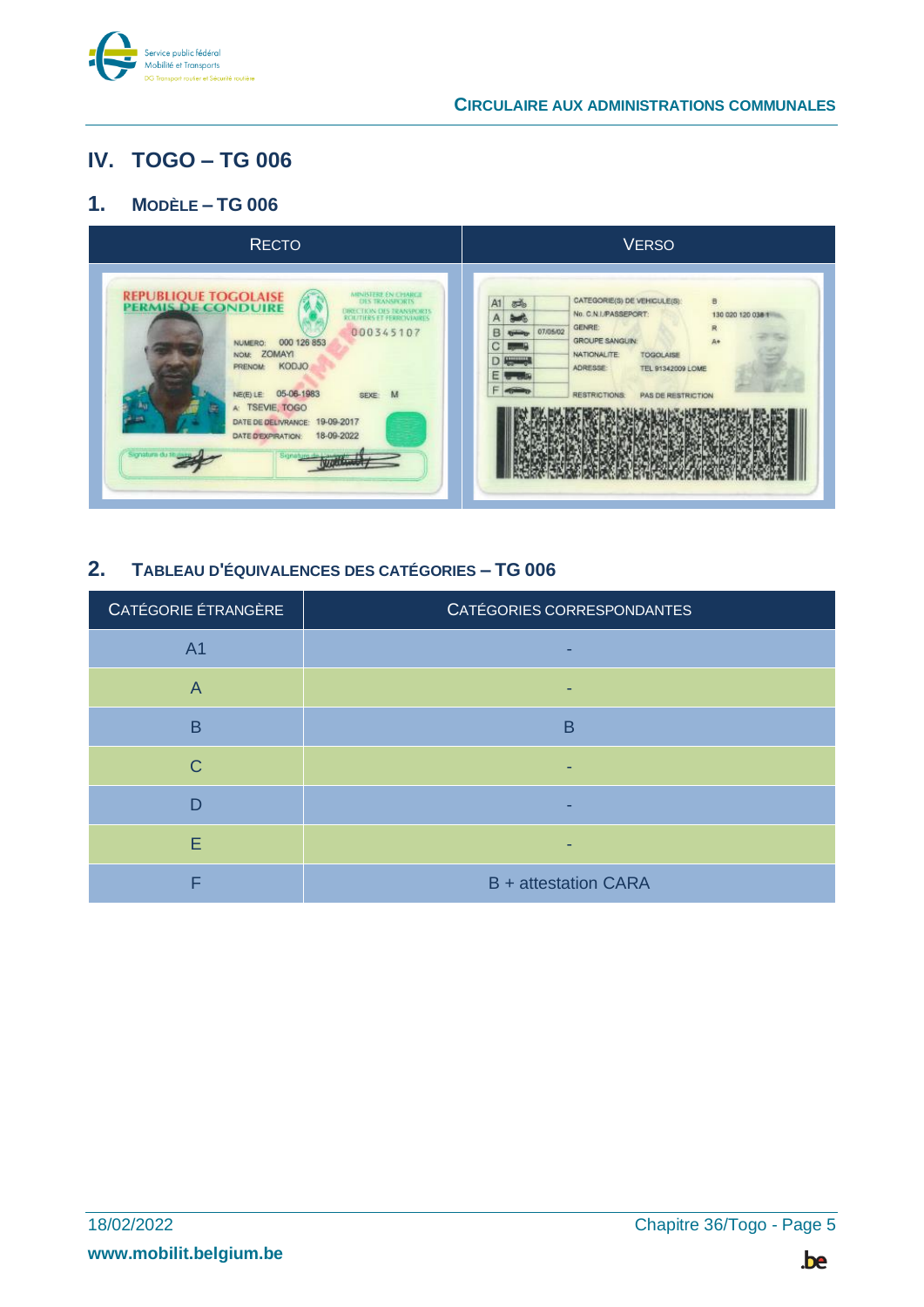# IV. TOGO – TG 006

## 1. MODÈLE – TG 006

| RECTO | VERSO |
|---|---|
| | |

## 2. TABLEAU D'ÉQUIVALENCES DES CATÉGORIES – TG 006

| CATÉGORIE ÉTRANGÈRE | CATÉGORIES CORRESPONDANTES |
|---|---|
| A1 | - |
| A | - |
| B | B |
| C | - |
| D | - |
| E | - |
| F | B + attestation CARA |